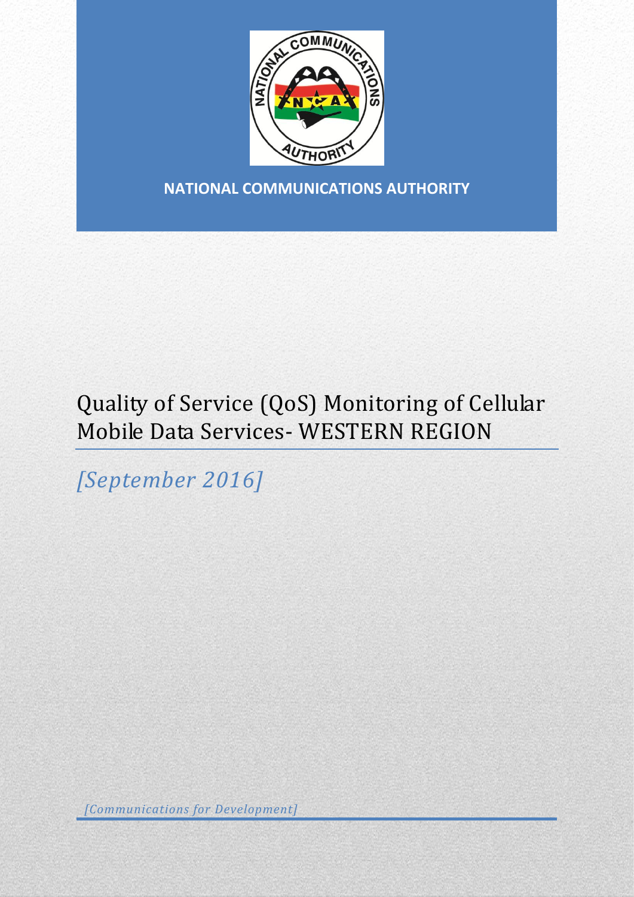**NATIONAL COMMUNICATIONS AUTHORITY**

# Quality of Service (QoS) Monitoring of Cellular Mobile Data Services- WESTERN REGION

*[September 2016]*

*[Communications for Development]*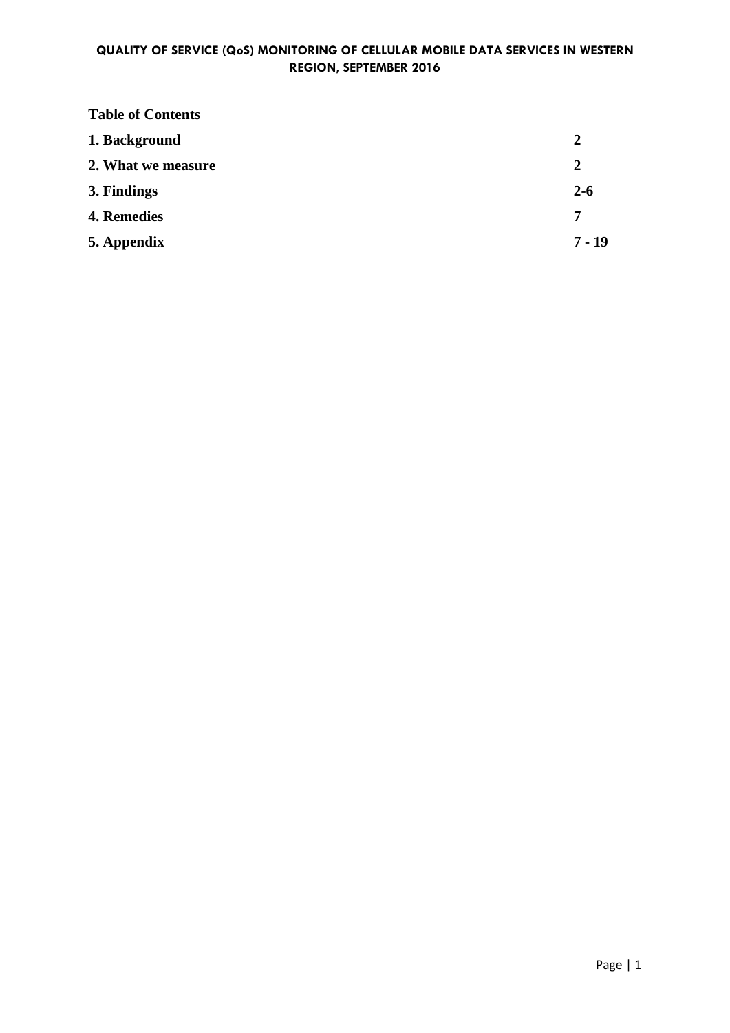**Table of Contents**

| | |
|---|---|
| **1. Background** | **2** |
| **2. What we measure** | **2** |
| **3. Findings** | **2-6** |
| **4. Remedies** | **7** |
| **5. Appendix** | **7 - 19** |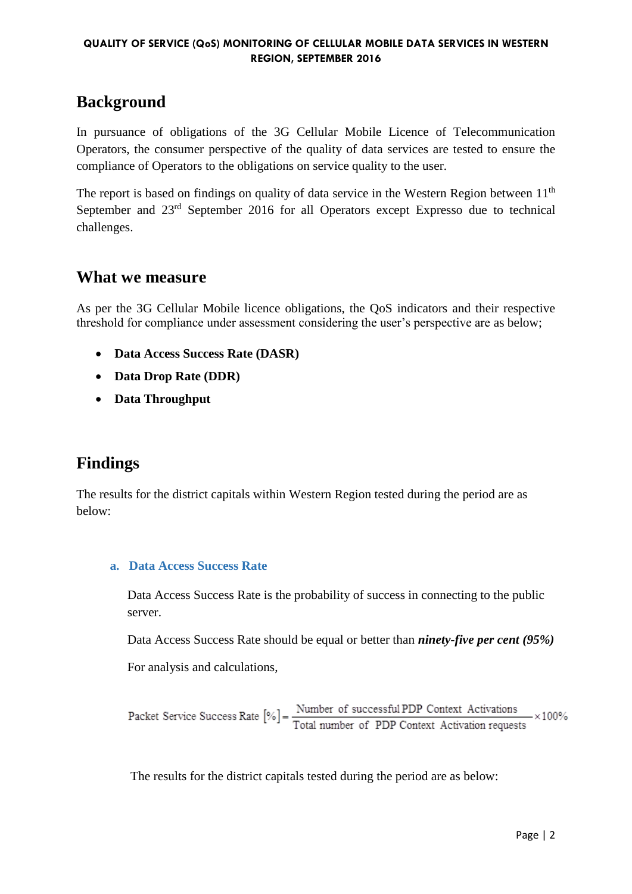## Background

In pursuance of obligations of the 3G Cellular Mobile Licence of Telecommunication Operators, the consumer perspective of the quality of data services are tested to ensure the compliance of Operators to the obligations on service quality to the user.

The report is based on findings on quality of data service in the Western Region between 11th September and 23rd September 2016 for all Operators except Expresso due to technical challenges.

## What we measure

As per the 3G Cellular Mobile licence obligations, the QoS indicators and their respective threshold for compliance under assessment considering the user's perspective are as below;

- **Data Access Success Rate (DASR)**
- **Data Drop Rate (DDR)**
- **Data Throughput**

## Findings

The results for the district capitals within Western Region tested during the period are as below:

### a. Data Access Success Rate

Data Access Success Rate is the probability of success in connecting to the public server.

Data Access Success Rate should be equal or better than ***ninety-five per cent (95%)***

For analysis and calculations,

$$\text{Packet Service Success Rate } [\%] = \frac{\text{Number of successful PDP Context Activations}}{\text{Total number of PDP Context Activation requests}} \times 100\%$$

The results for the district capitals tested during the period are as below: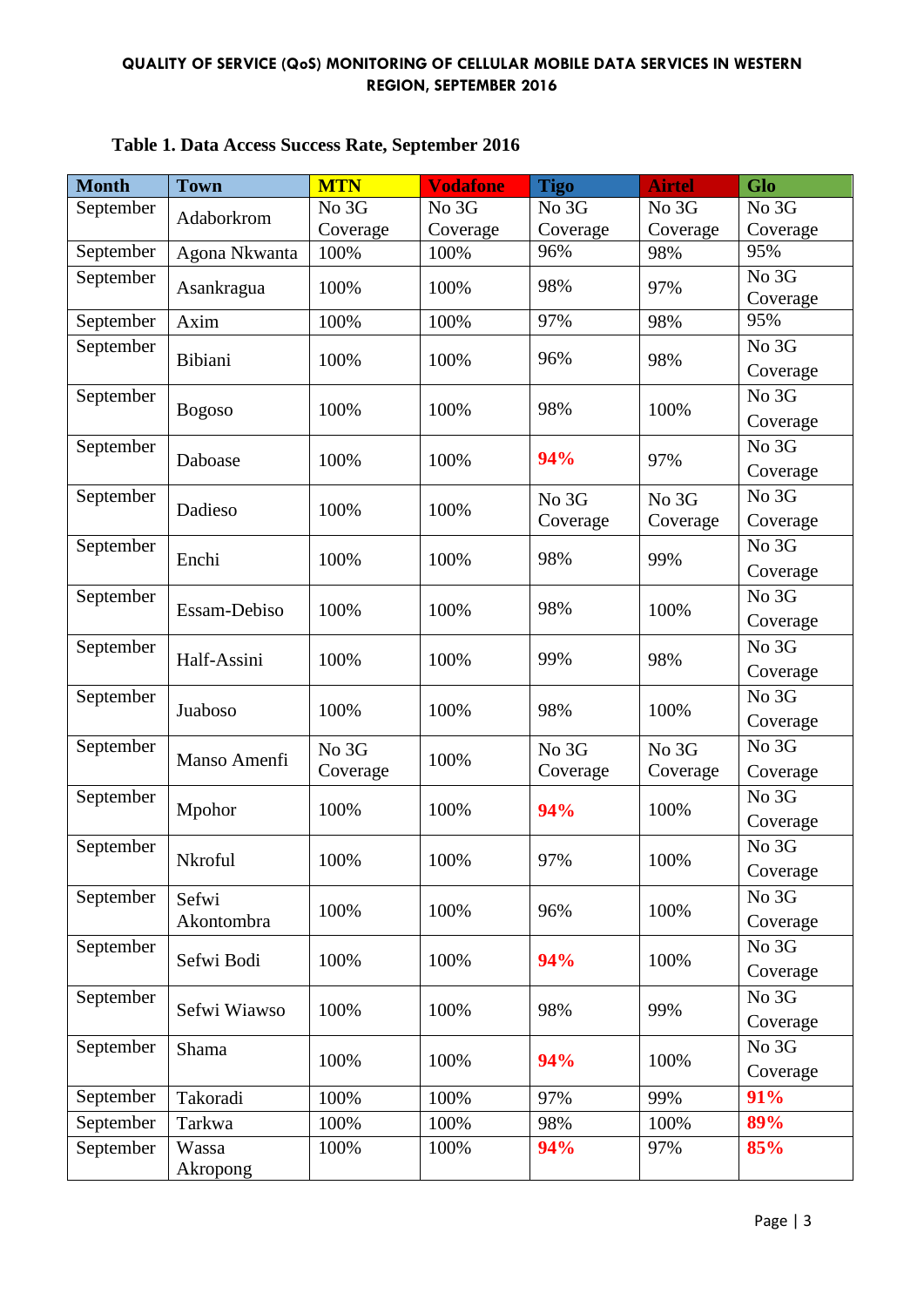**QUALITY OF SERVICE (QoS) MONITORING OF CELLULAR MOBILE DATA SERVICES IN WESTERN REGION, SEPTEMBER 2016**

**Table 1. Data Access Success Rate, September 2016**

| Month | Town | MTN | Vodafone | Tigo | Airtel | Glo |
|---|---|---|---|---|---|---|
| September | Adaborkrom | No 3G Coverage | No 3G Coverage | No 3G Coverage | No 3G Coverage | No 3G Coverage |
| September | Agona Nkwanta | 100% | 100% | 96% | 98% | 95% |
| September | Asankragua | 100% | 100% | 98% | 97% | No 3G Coverage |
| September | Axim | 100% | 100% | 97% | 98% | 95% |
| September | Bibiani | 100% | 100% | 96% | 98% | No 3G Coverage |
| September | Bogoso | 100% | 100% | 98% | 100% | No 3G Coverage |
| September | Daboase | 100% | 100% | **94%** | 97% | No 3G Coverage |
| September | Dadieso | 100% | 100% | No 3G Coverage | No 3G Coverage | No 3G Coverage |
| September | Enchi | 100% | 100% | 98% | 99% | No 3G Coverage |
| September | Essam-Debiso | 100% | 100% | 98% | 100% | No 3G Coverage |
| September | Half-Assini | 100% | 100% | 99% | 98% | No 3G Coverage |
| September | Juaboso | 100% | 100% | 98% | 100% | No 3G Coverage |
| September | Manso Amenfi | No 3G Coverage | 100% | No 3G Coverage | No 3G Coverage | No 3G Coverage |
| September | Mpohor | 100% | 100% | **94%** | 100% | No 3G Coverage |
| September | Nkroful | 100% | 100% | 97% | 100% | No 3G Coverage |
| September | Sefwi Akontombra | 100% | 100% | 96% | 100% | No 3G Coverage |
| September | Sefwi Bodi | 100% | 100% | **94%** | 100% | No 3G Coverage |
| September | Sefwi Wiawso | 100% | 100% | 98% | 99% | No 3G Coverage |
| September | Shama | 100% | 100% | **94%** | 100% | No 3G Coverage |
| September | Takoradi | 100% | 100% | 97% | 99% | **91%** |
| September | Tarkwa | 100% | 100% | 98% | 100% | **89%** |
| September | Wassa Akropong | 100% | 100% | **94%** | 97% | **85%** |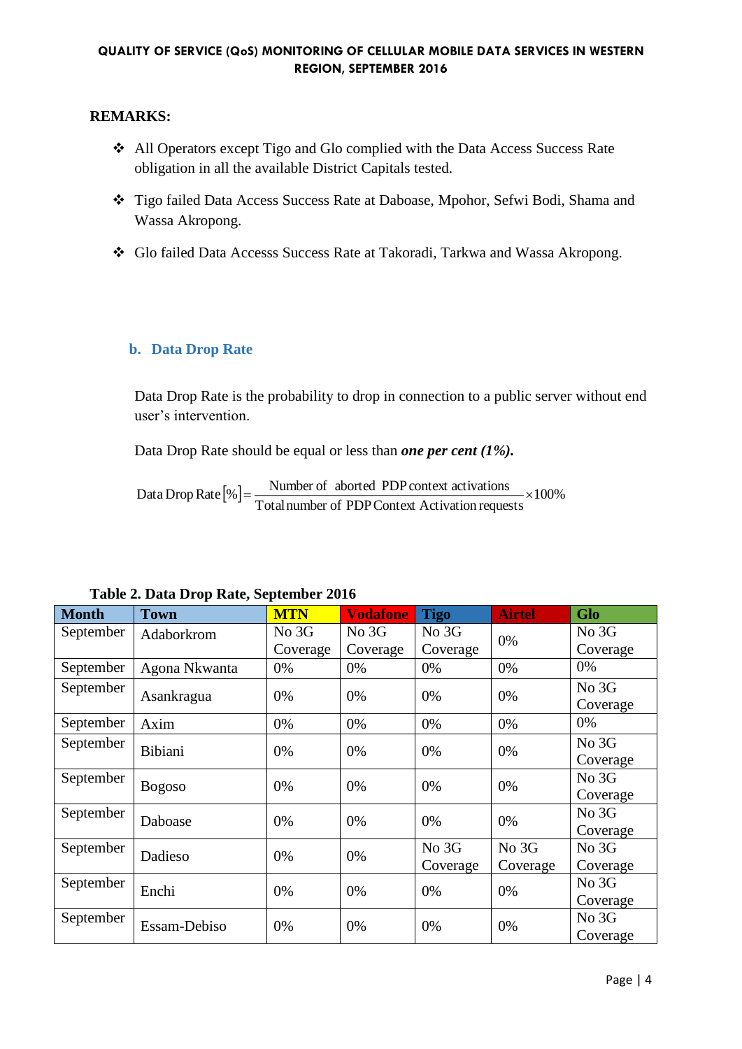**REMARKS:**

- All Operators except Tigo and Glo complied with the Data Access Success Rate obligation in all the available District Capitals tested.
- Tigo failed Data Access Success Rate at Daboase, Mpohor, Sefwi Bodi, Shama and Wassa Akropong.
- Glo failed Data Accesss Success Rate at Takoradi, Tarkwa and Wassa Akropong.

### b. Data Drop Rate

Data Drop Rate is the probability to drop in connection to a public server without end user's intervention.

Data Drop Rate should be equal or less than ***one per cent (1%).***

$$\text{Data Drop Rate}[\%] = \frac{\text{Number of aborted PDP context activations}}{\text{Total number of PDP Context Activation requests}} \times 100\%$$

**Table 2. Data Drop Rate, September 2016**

| Month | Town | MTN | Vodafone | Tigo | Airtel | Glo |
|---|---|---|---|---|---|---|
| September | Adaborkrom | No 3G Coverage | No 3G Coverage | No 3G Coverage | 0% | No 3G Coverage |
| September | Agona Nkwanta | 0% | 0% | 0% | 0% | 0% |
| September | Asankragua | 0% | 0% | 0% | 0% | No 3G Coverage |
| September | Axim | 0% | 0% | 0% | 0% | 0% |
| September | Bibiani | 0% | 0% | 0% | 0% | No 3G Coverage |
| September | Bogoso | 0% | 0% | 0% | 0% | No 3G Coverage |
| September | Daboase | 0% | 0% | 0% | 0% | No 3G Coverage |
| September | Dadieso | 0% | 0% | No 3G Coverage | No 3G Coverage | No 3G Coverage |
| September | Enchi | 0% | 0% | 0% | 0% | No 3G Coverage |
| September | Essam-Debiso | 0% | 0% | 0% | 0% | No 3G Coverage |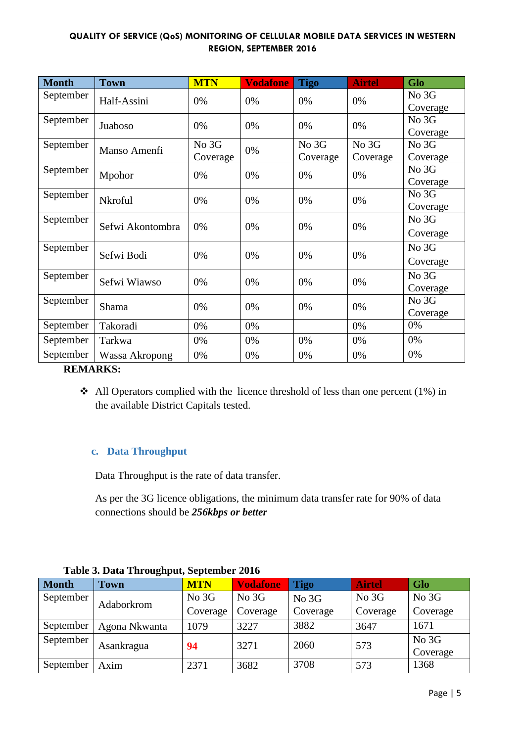QUALITY OF SERVICE (QoS) MONITORING OF CELLULAR MOBILE DATA SERVICES IN WESTERN REGION, SEPTEMBER 2016

| Month | Town | MTN | Vodafone | Tigo | Airtel | Glo |
|---|---|---|---|---|---|---|
| September | Half-Assini | 0% | 0% | 0% | 0% | No 3G Coverage |
| September | Juaboso | 0% | 0% | 0% | 0% | No 3G Coverage |
| September | Manso Amenfi | No 3G Coverage | 0% | No 3G Coverage | No 3G Coverage | No 3G Coverage |
| September | Mpohor | 0% | 0% | 0% | 0% | No 3G Coverage |
| September | Nkroful | 0% | 0% | 0% | 0% | No 3G Coverage |
| September | Sefwi Akontombra | 0% | 0% | 0% | 0% | No 3G Coverage |
| September | Sefwi Bodi | 0% | 0% | 0% | 0% | No 3G Coverage |
| September | Sefwi Wiawso | 0% | 0% | 0% | 0% | No 3G Coverage |
| September | Shama | 0% | 0% | 0% | 0% | No 3G Coverage |
| September | Takoradi | 0% | 0% | | 0% | 0% |
| September | Tarkwa | 0% | 0% | 0% | 0% | 0% |
| September | Wassa Akropong | 0% | 0% | 0% | 0% | 0% |

**REMARKS:**

- All Operators complied with the licence threshold of less than one percent (1%) in the available District Capitals tested.

### c. Data Throughput

Data Throughput is the rate of data transfer.

As per the 3G licence obligations, the minimum data transfer rate for 90% of data connections should be ***256kbps or better***

**Table 3. Data Throughput, September 2016**

| Month | Town | MTN | Vodafone | Tigo | Airtel | Glo |
|---|---|---|---|---|---|---|
| September | Adaborkrom | No 3G Coverage | No 3G Coverage | No 3G Coverage | No 3G Coverage | No 3G Coverage |
| September | Agona Nkwanta | 1079 | 3227 | 3882 | 3647 | 1671 |
| September | Asankragua | **94** | 3271 | 2060 | 573 | No 3G Coverage |
| September | Axim | 2371 | 3682 | 3708 | 573 | 1368 |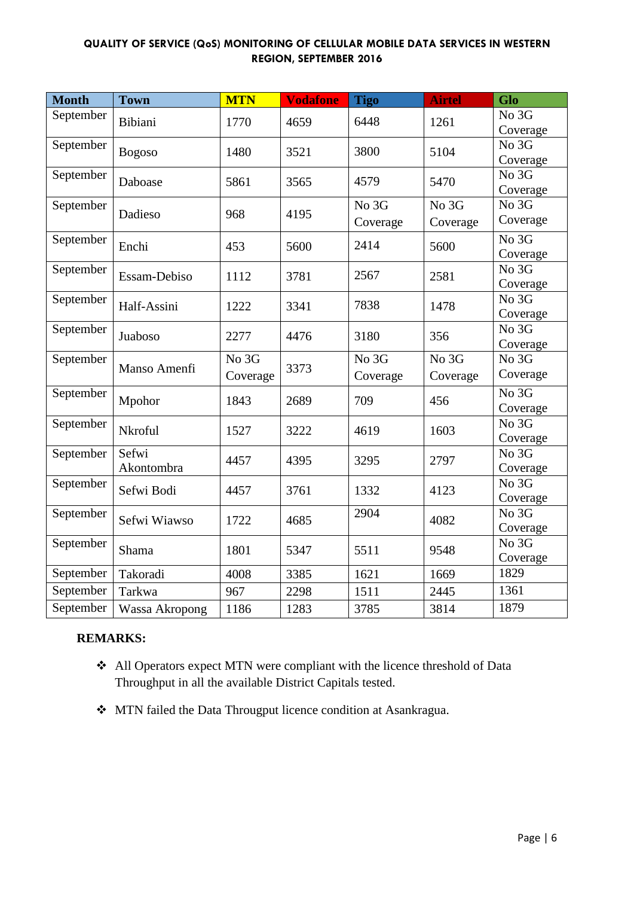**QUALITY OF SERVICE (QoS) MONITORING OF CELLULAR MOBILE DATA SERVICES IN WESTERN REGION, SEPTEMBER 2016**

| Month | Town | MTN | Vodafone | Tigo | Airtel | Glo |
|---|---|---|---|---|---|---|
| September | Bibiani | 1770 | 4659 | 6448 | 1261 | No 3G Coverage |
| September | Bogoso | 1480 | 3521 | 3800 | 5104 | No 3G Coverage |
| September | Daboase | 5861 | 3565 | 4579 | 5470 | No 3G Coverage |
| September | Dadieso | 968 | 4195 | No 3G Coverage | No 3G Coverage | No 3G Coverage |
| September | Enchi | 453 | 5600 | 2414 | 5600 | No 3G Coverage |
| September | Essam-Debiso | 1112 | 3781 | 2567 | 2581 | No 3G Coverage |
| September | Half-Assini | 1222 | 3341 | 7838 | 1478 | No 3G Coverage |
| September | Juaboso | 2277 | 4476 | 3180 | 356 | No 3G Coverage |
| September | Manso Amenfi | No 3G Coverage | 3373 | No 3G Coverage | No 3G Coverage | No 3G Coverage |
| September | Mpohor | 1843 | 2689 | 709 | 456 | No 3G Coverage |
| September | Nkroful | 1527 | 3222 | 4619 | 1603 | No 3G Coverage |
| September | Sefwi Akontombra | 4457 | 4395 | 3295 | 2797 | No 3G Coverage |
| September | Sefwi Bodi | 4457 | 3761 | 1332 | 4123 | No 3G Coverage |
| September | Sefwi Wiawso | 1722 | 4685 | 2904 | 4082 | No 3G Coverage |
| September | Shama | 1801 | 5347 | 5511 | 9548 | No 3G Coverage |
| September | Takoradi | 4008 | 3385 | 1621 | 1669 | 1829 |
| September | Tarkwa | 967 | 2298 | 1511 | 2445 | 1361 |
| September | Wassa Akropong | 1186 | 1283 | 3785 | 3814 | 1879 |

**REMARKS:**

- All Operators expect MTN were compliant with the licence threshold of Data Throughput in all the available District Capitals tested.
- MTN failed the Data Througput licence condition at Asankragua.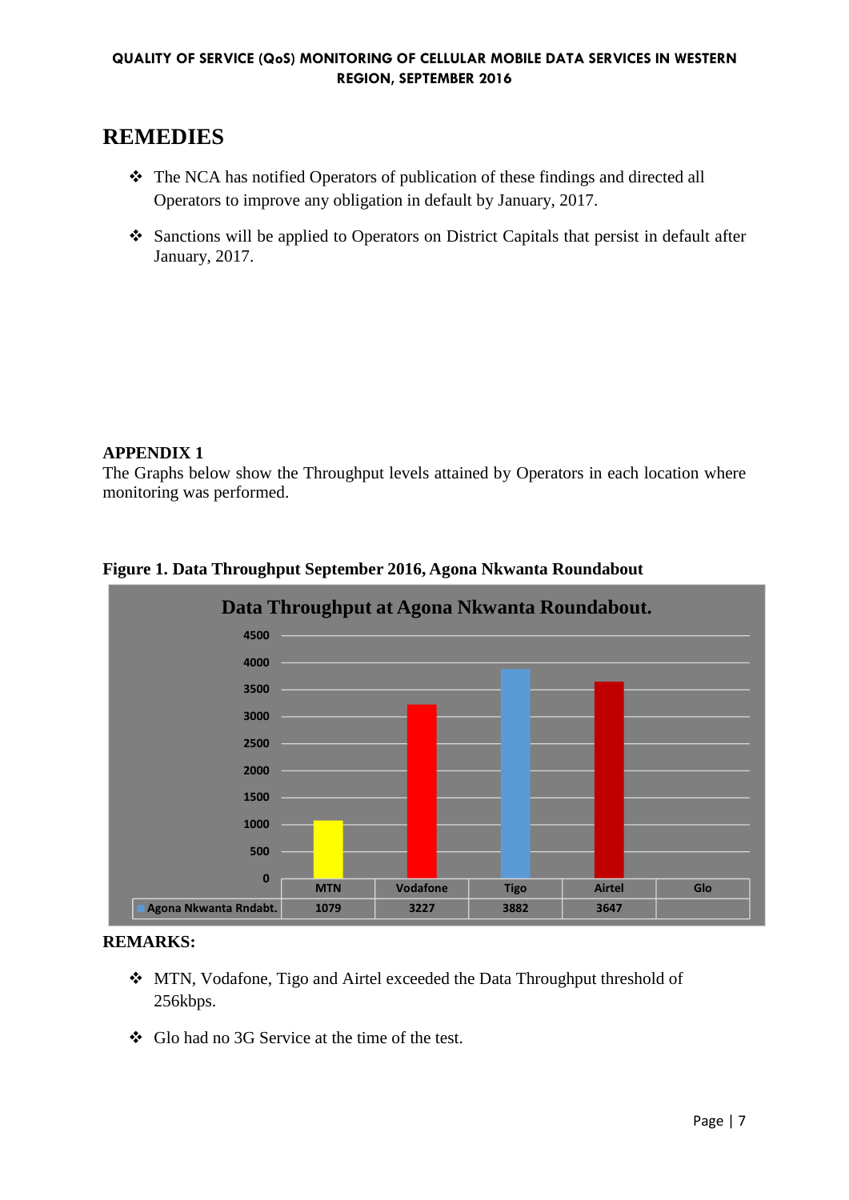# REMEDIES

- The NCA has notified Operators of publication of these findings and directed all Operators to improve any obligation in default by January, 2017.
- Sanctions will be applied to Operators on District Capitals that persist in default after January, 2017.

**APPENDIX 1**

The Graphs below show the Throughput levels attained by Operators in each location where monitoring was performed.

**Figure 1. Data Throughput September 2016, Agona Nkwanta Roundabout**

Data Throughput at Agona Nkwanta Roundabout.

4500
4000
3500
3000
2500
2000
1500
1000
500
0

MTN Vodafone Tigo Airtel Glo

Agona Nkwanta Rndabt. 1079 3227 3882 3647

**REMARKS:**

- MTN, Vodafone, Tigo and Airtel exceeded the Data Throughput threshold of 256kbps.
- Glo had no 3G Service at the time of the test.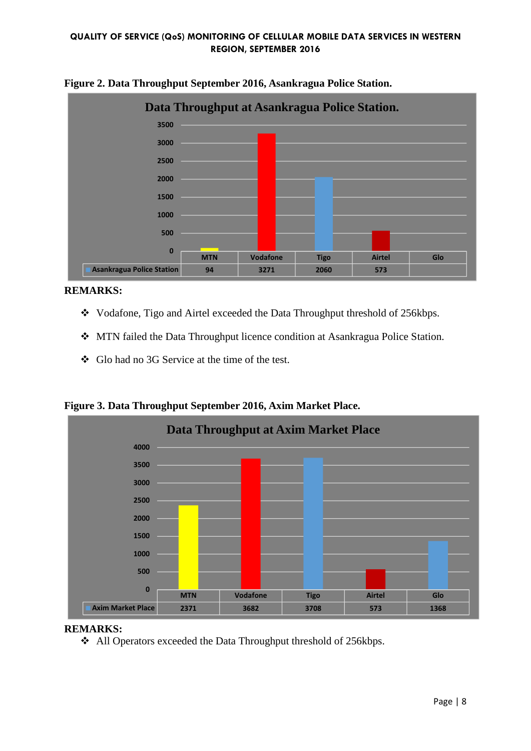**Figure 2. Data Throughput September 2016, Asankragua Police Station.**

Data Throughput at Asankragua Police Station.

3500
3000
2500
2000
1500
1000
500
0

MTN Vodafone Tigo Airtel Glo

Asankragua Police Station 94 3271 2060 573

**REMARKS:**

- Vodafone, Tigo and Airtel exceeded the Data Throughput threshold of 256kbps.
- MTN failed the Data Throughput licence condition at Asankragua Police Station.
- Glo had no 3G Service at the time of the test.

**Figure 3. Data Throughput September 2016, Axim Market Place.**

Data Throughput at Axim Market Place

4000
3500
3000
2500
2000
1500
1000
500
0

MTN Vodafone Tigo Airtel Glo

Axim Market Place 2371 3682 3708 573 1368

**REMARKS:**

- All Operators exceeded the Data Throughput threshold of 256kbps.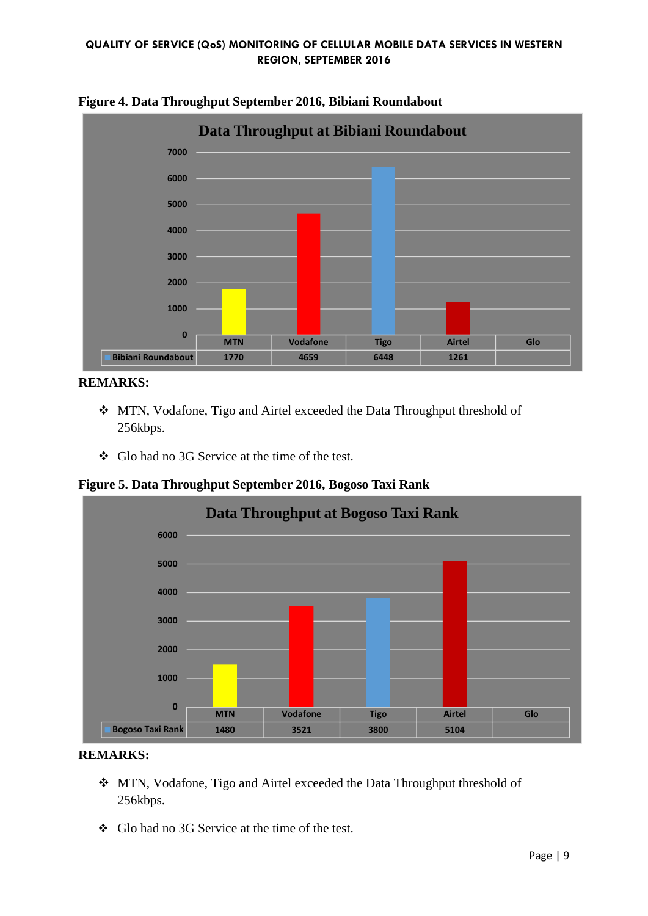**Figure 4. Data Throughput September 2016, Bibiani Roundabout**

| | MTN | Vodafone | Tigo | Airtel | Glo |
|---|---|---|---|---|---|
| Bibiani Roundabout | 1770 | 4659 | 6448 | 1261 | |

**REMARKS:**

- MTN, Vodafone, Tigo and Airtel exceeded the Data Throughput threshold of 256kbps.
- Glo had no 3G Service at the time of the test.

**Figure 5. Data Throughput September 2016, Bogoso Taxi Rank**

| | MTN | Vodafone | Tigo | Airtel | Glo |
|---|---|---|---|---|---|
| Bogoso Taxi Rank | 1480 | 3521 | 3800 | 5104 | |

**REMARKS:**

- MTN, Vodafone, Tigo and Airtel exceeded the Data Throughput threshold of 256kbps.
- Glo had no 3G Service at the time of the test.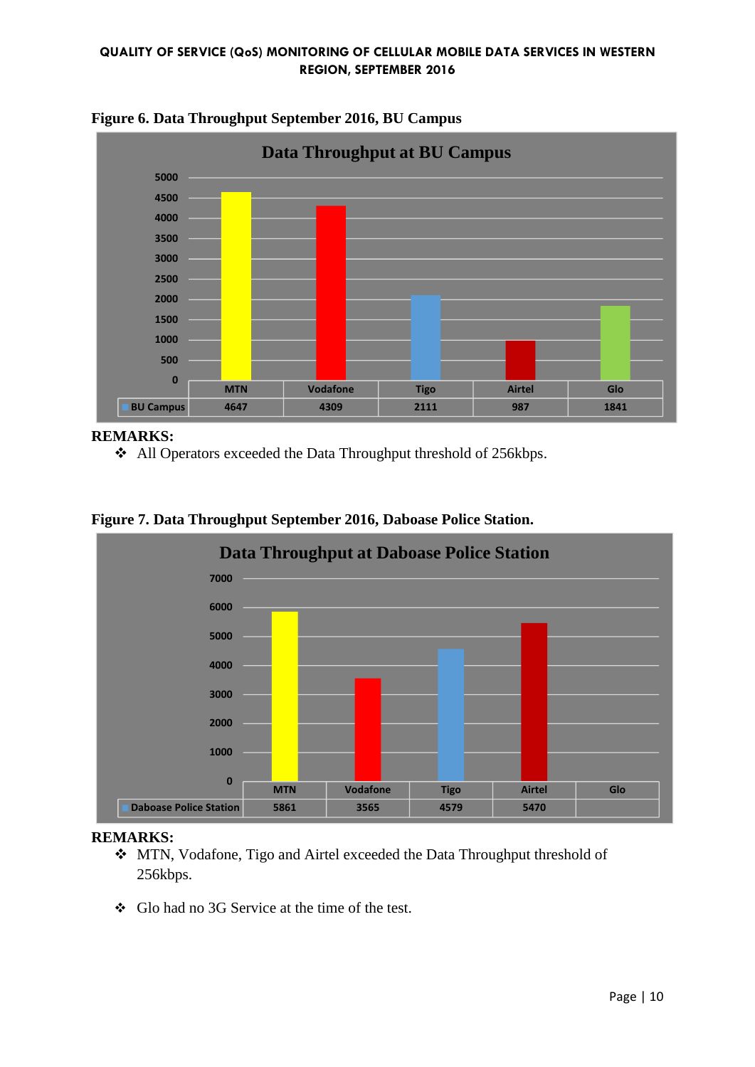**Figure 6. Data Throughput September 2016, BU Campus**

Data Throughput at BU Campus

5000
4500
4000
3500
3000
2500
2000
1500
1000
500
0

MTN Vodafone Tigo Airtel Glo

BU Campus 4647 4309 2111 987 1841

**REMARKS:**

- All Operators exceeded the Data Throughput threshold of 256kbps.

**Figure 7. Data Throughput September 2016, Daboase Police Station.**

Data Throughput at Daboase Police Station

7000
6000
5000
4000
3000
2000
1000
0

MTN Vodafone Tigo Airtel Glo

Daboase Police Station 5861 3565 4579 5470

**REMARKS:**

- MTN, Vodafone, Tigo and Airtel exceeded the Data Throughput threshold of 256kbps.
- Glo had no 3G Service at the time of the test.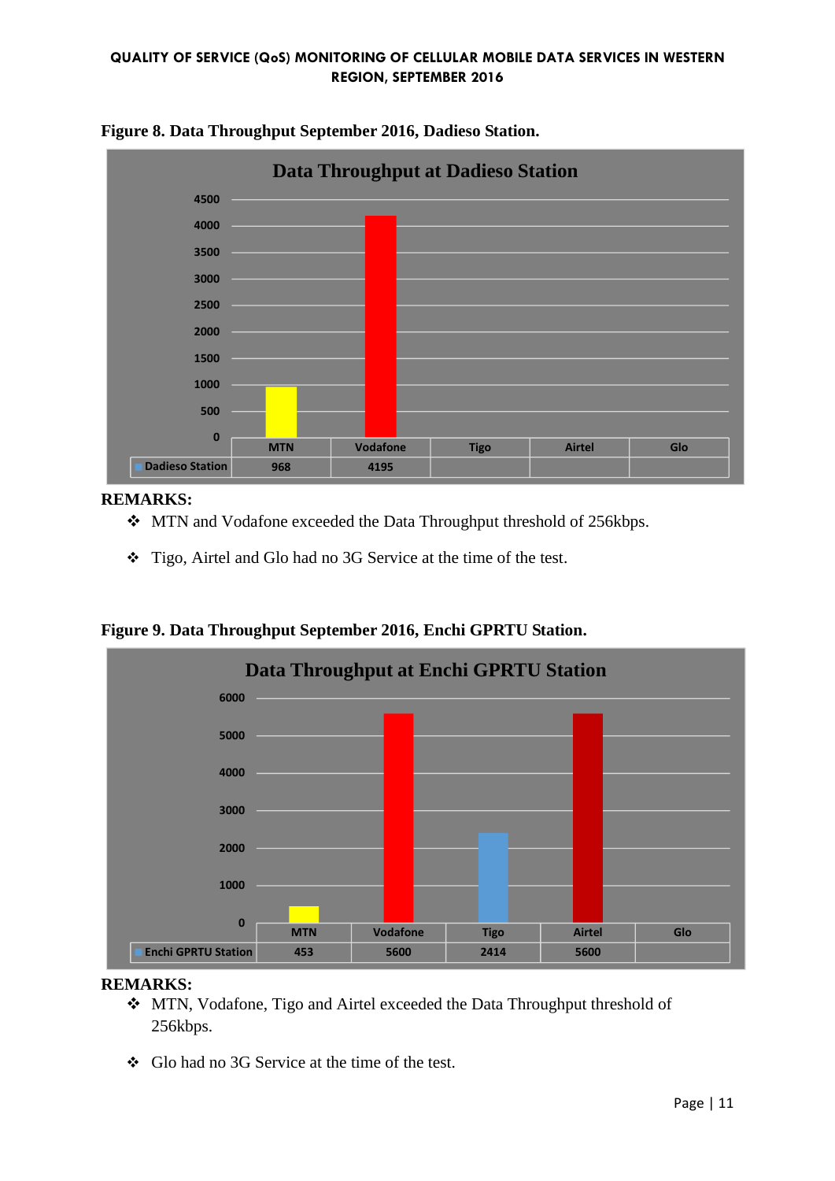**Figure 8. Data Throughput September 2016, Dadieso Station.**

Data Throughput at Dadieso Station

4500
4000
3500
3000
2500
2000
1500
1000
500
0

MTN Vodafone Tigo Airtel Glo

Dadieso Station 968 4195

**REMARKS:**

- MTN and Vodafone exceeded the Data Throughput threshold of 256kbps.
- Tigo, Airtel and Glo had no 3G Service at the time of the test.

**Figure 9. Data Throughput September 2016, Enchi GPRTU Station.**

Data Throughput at Enchi GPRTU Station

6000
5000
4000
3000
2000
1000
0

MTN Vodafone Tigo Airtel Glo

Enchi GPRTU Station 453 5600 2414 5600

**REMARKS:**

- MTN, Vodafone, Tigo and Airtel exceeded the Data Throughput threshold of 256kbps.
- Glo had no 3G Service at the time of the test.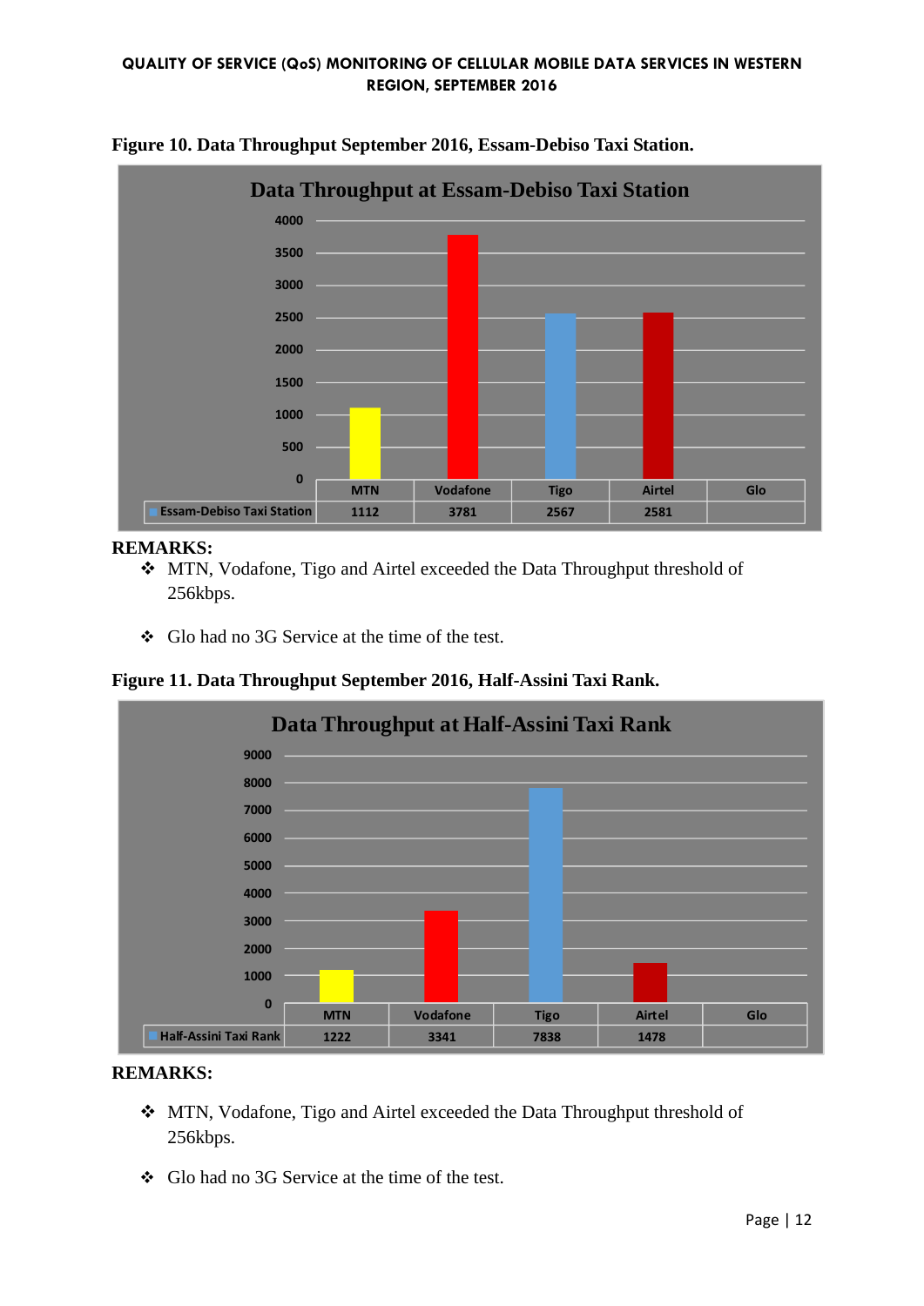**Figure 10. Data Throughput September 2016, Essam-Debiso Taxi Station.**

Data Throughput at Essam-Debiso Taxi Station

4000
3500
3000
2500
2000
1500
1000
500
0

MTN Vodafone Tigo Airtel Glo

Essam-Debiso Taxi Station 1112 3781 2567 2581

**REMARKS:**

- MTN, Vodafone, Tigo and Airtel exceeded the Data Throughput threshold of 256kbps.
- Glo had no 3G Service at the time of the test.

**Figure 11. Data Throughput September 2016, Half-Assini Taxi Rank.**

Data Throughput at Half-Assini Taxi Rank

9000
8000
7000
6000
5000
4000
3000
2000
1000
0

MTN Vodafone Tigo Airtel Glo

Half-Assini Taxi Rank 1222 3341 7838 1478

**REMARKS:**

- MTN, Vodafone, Tigo and Airtel exceeded the Data Throughput threshold of 256kbps.
- Glo had no 3G Service at the time of the test.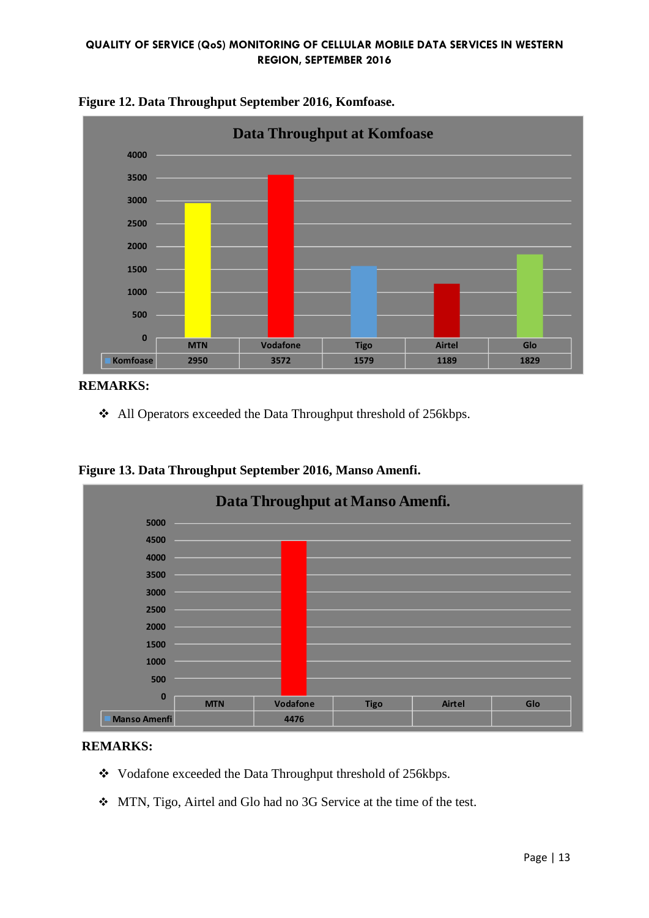**Figure 12. Data Throughput September 2016, Komfoase.**

Data Throughput at Komfoase

4000
3500
3000
2500
2000
1500
1000
500
0

MTN Vodafone Tigo Airtel Glo

Komfoase 2950 3572 1579 1189 1829

**REMARKS:**

- ❖ All Operators exceeded the Data Throughput threshold of 256kbps.

**Figure 13. Data Throughput September 2016, Manso Amenfi.**

Data Throughput at Manso Amenfi.

5000
4500
4000
3500
3000
2500
2000
1500
1000
500
0

MTN Vodafone Tigo Airtel Glo

Manso Amenfi 4476

**REMARKS:**

- ❖ Vodafone exceeded the Data Throughput threshold of 256kbps.
- ❖ MTN, Tigo, Airtel and Glo had no 3G Service at the time of the test.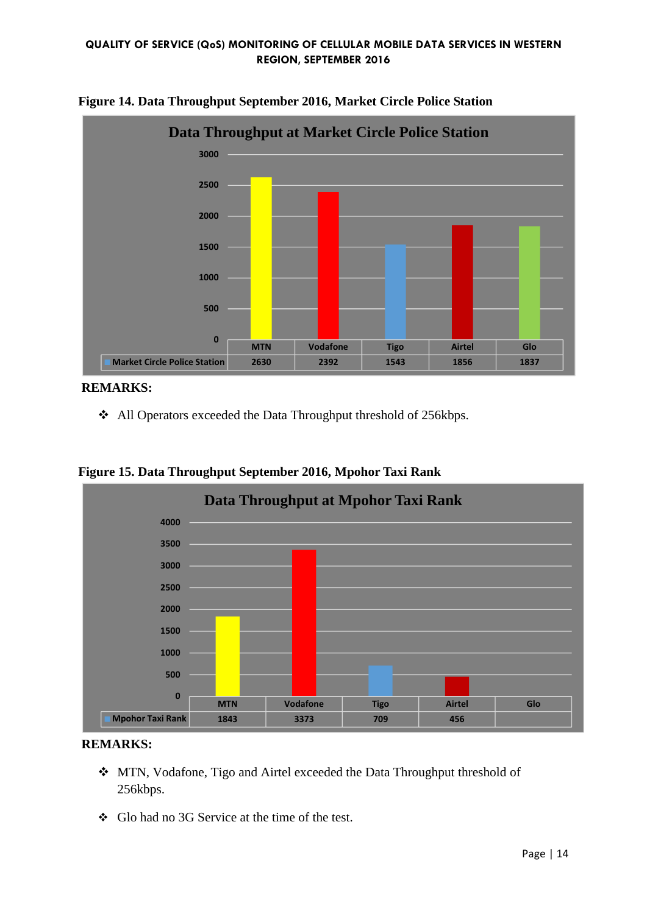**Figure 14. Data Throughput September 2016, Market Circle Police Station**

Data Throughput at Market Circle Police Station

3000
2500
2000
1500
1000
500
0

MTN Vodafone Tigo Airtel Glo
Market Circle Police Station 2630 2392 1543 1856 1837

**REMARKS:**

- All Operators exceeded the Data Throughput threshold of 256kbps.

**Figure 15. Data Throughput September 2016, Mpohor Taxi Rank**

Data Throughput at Mpohor Taxi Rank

4000
3500
3000
2500
2000
1500
1000
500
0

MTN Vodafone Tigo Airtel Glo
Mpohor Taxi Rank 1843 3373 709 456

**REMARKS:**

- MTN, Vodafone, Tigo and Airtel exceeded the Data Throughput threshold of 256kbps.
- Glo had no 3G Service at the time of the test.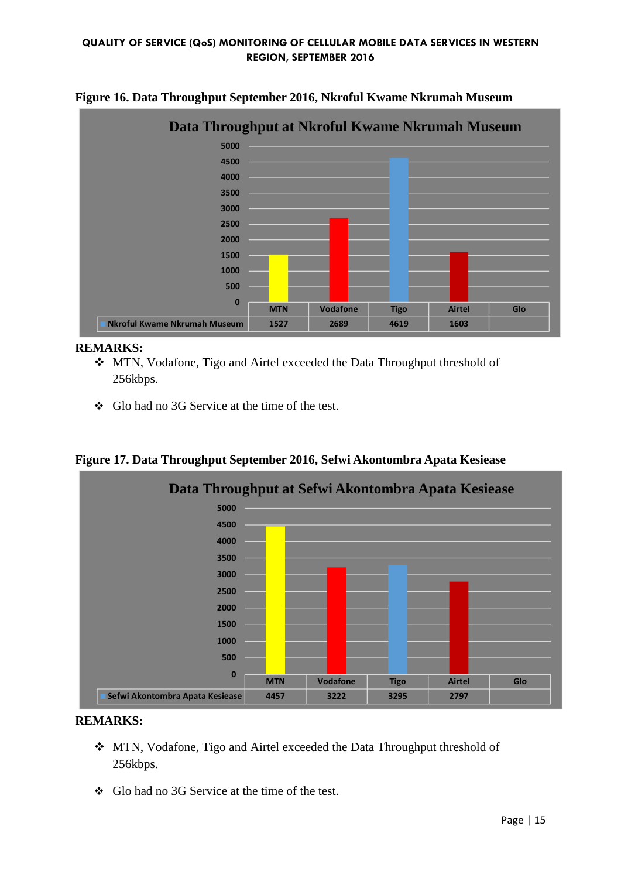**Figure 16. Data Throughput September 2016, Nkroful Kwame Nkrumah Museum**

Data Throughput at Nkroful Kwame Nkrumah Museum

5000
4500
4000
3500
3000
2500
2000
1500
1000
500
0

MTN Vodafone Tigo Airtel Glo

Nkroful Kwame Nkrumah Museum 1527 2689 4619 1603

**REMARKS:**

- ❖ MTN, Vodafone, Tigo and Airtel exceeded the Data Throughput threshold of 256kbps.
- ❖ Glo had no 3G Service at the time of the test.

**Figure 17. Data Throughput September 2016, Sefwi Akontombra Apata Kesiease**

Data Throughput at Sefwi Akontombra Apata Kesiease

5000
4500
4000
3500
3000
2500
2000
1500
1000
500
0

MTN Vodafone Tigo Airtel Glo

Sefwi Akontombra Apata Kesiease 4457 3222 3295 2797

**REMARKS:**

- ❖ MTN, Vodafone, Tigo and Airtel exceeded the Data Throughput threshold of 256kbps.
- ❖ Glo had no 3G Service at the time of the test.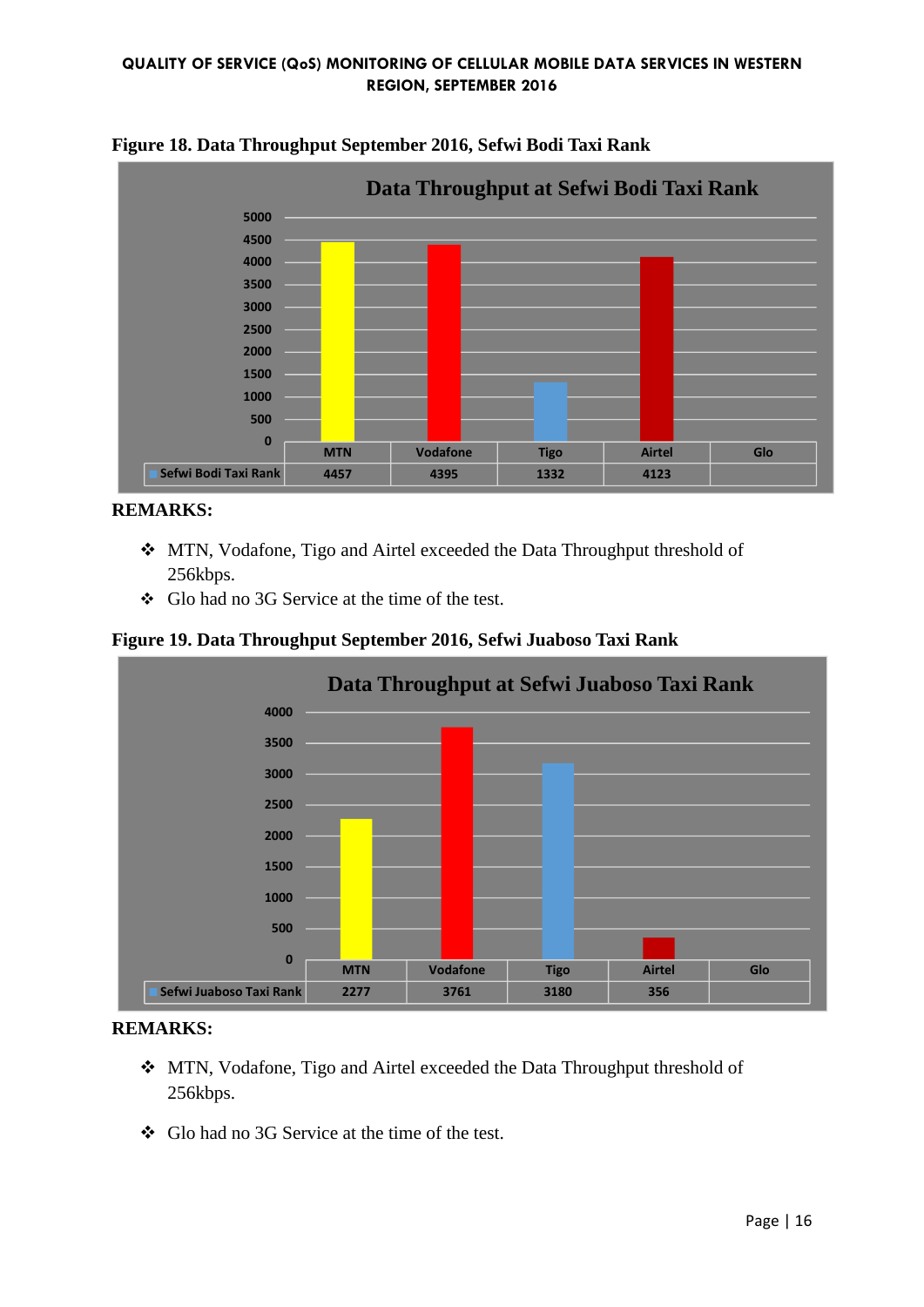**Figure 18. Data Throughput September 2016, Sefwi Bodi Taxi Rank**

Data Throughput at Sefwi Bodi Taxi Rank

5000
4500
4000
3500
3000
2500
2000
1500
1000
500
0

MTN Vodafone Tigo Airtel Glo

Sefwi Bodi Taxi Rank 4457 4395 1332 4123

**REMARKS:**

- MTN, Vodafone, Tigo and Airtel exceeded the Data Throughput threshold of 256kbps.
- Glo had no 3G Service at the time of the test.

**Figure 19. Data Throughput September 2016, Sefwi Juaboso Taxi Rank**

Data Throughput at Sefwi Juaboso Taxi Rank

4000
3500
3000
2500
2000
1500
1000
500
0

MTN Vodafone Tigo Airtel Glo

Sefwi Juaboso Taxi Rank 2277 3761 3180 356

**REMARKS:**

- MTN, Vodafone, Tigo and Airtel exceeded the Data Throughput threshold of 256kbps.
- Glo had no 3G Service at the time of the test.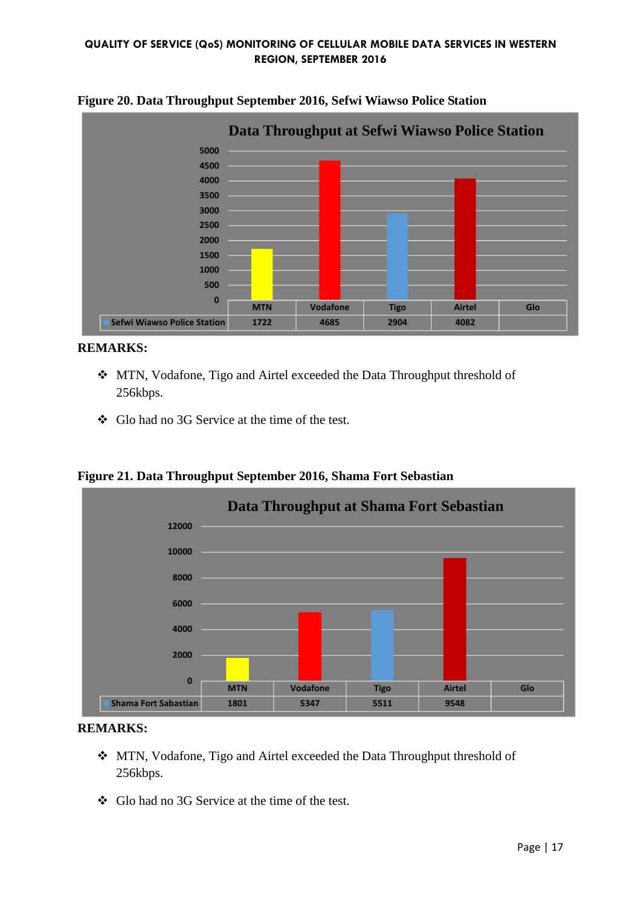**Figure 20. Data Throughput September 2016, Sefwi Wiawso Police Station**

Data Throughput at Sefwi Wiawso Police Station

5000
4500
4000
3500
3000
2500
2000
1500
1000
500
0

MTN Vodafone Tigo Airtel Glo

Sefwi Wiawso Police Station 1722 4685 2904 4082

**REMARKS:**

- MTN, Vodafone, Tigo and Airtel exceeded the Data Throughput threshold of 256kbps.
- Glo had no 3G Service at the time of the test.

**Figure 21. Data Throughput September 2016, Shama Fort Sebastian**

Data Throughput at Shama Fort Sebastian

12000
10000
8000
6000
4000
2000
0

MTN Vodafone Tigo Airtel Glo

Shama Fort Sabastian 1801 5347 5511 9548

**REMARKS:**

- MTN, Vodafone, Tigo and Airtel exceeded the Data Throughput threshold of 256kbps.
- Glo had no 3G Service at the time of the test.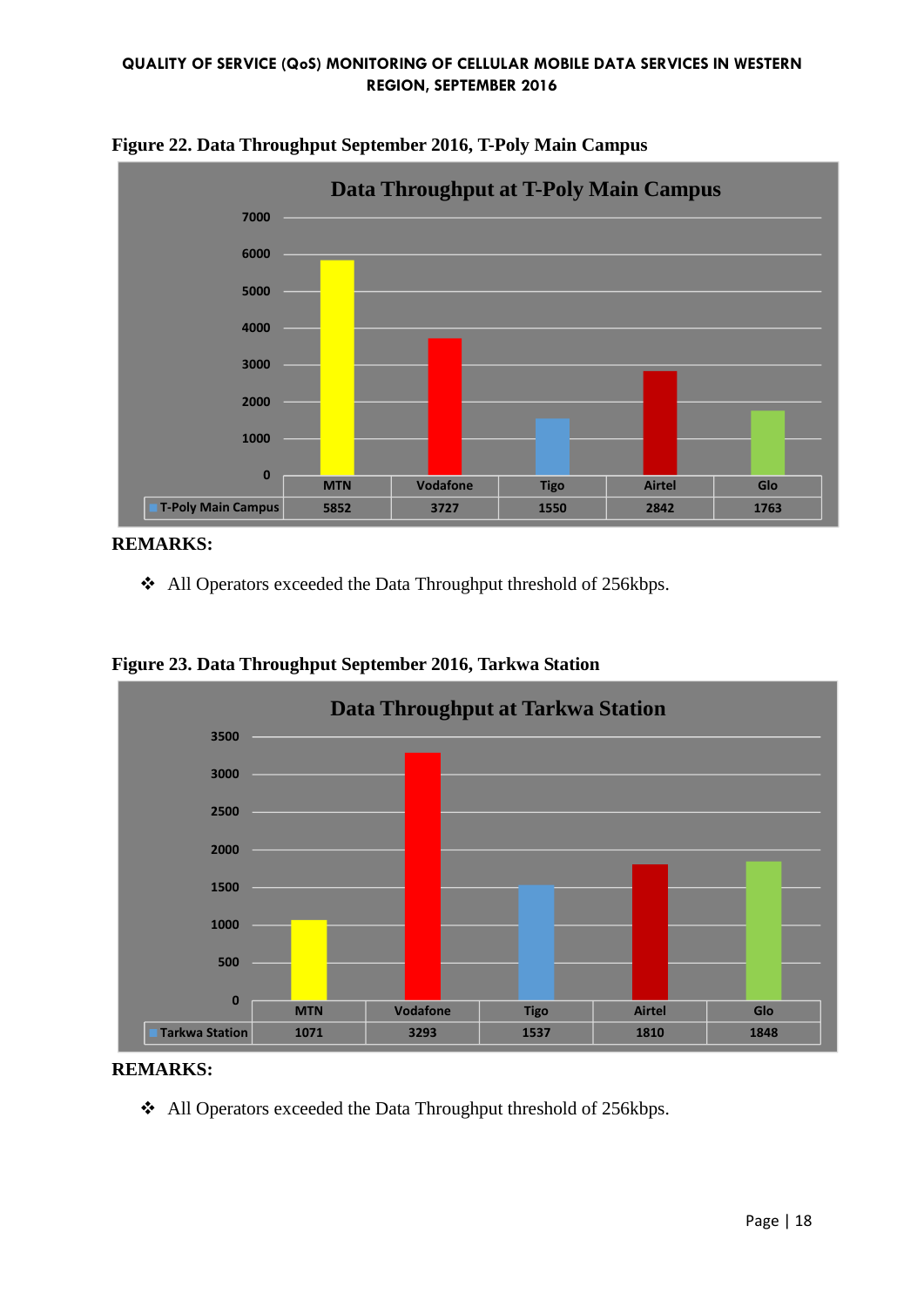**Figure 22. Data Throughput September 2016, T-Poly Main Campus**

Data Throughput at T-Poly Main Campus

7000
6000
5000
4000
3000
2000
1000
0

MTN | Vodafone | Tigo | Airtel | Glo

T-Poly Main Campus | 5852 | 3727 | 1550 | 2842 | 1763

**REMARKS:**

- All Operators exceeded the Data Throughput threshold of 256kbps.

**Figure 23. Data Throughput September 2016, Tarkwa Station**

Data Throughput at Tarkwa Station

3500
3000
2500
2000
1500
1000
500
0

MTN | Vodafone | Tigo | Airtel | Glo

Tarkwa Station | 1071 | 3293 | 1537 | 1810 | 1848

**REMARKS:**

- All Operators exceeded the Data Throughput threshold of 256kbps.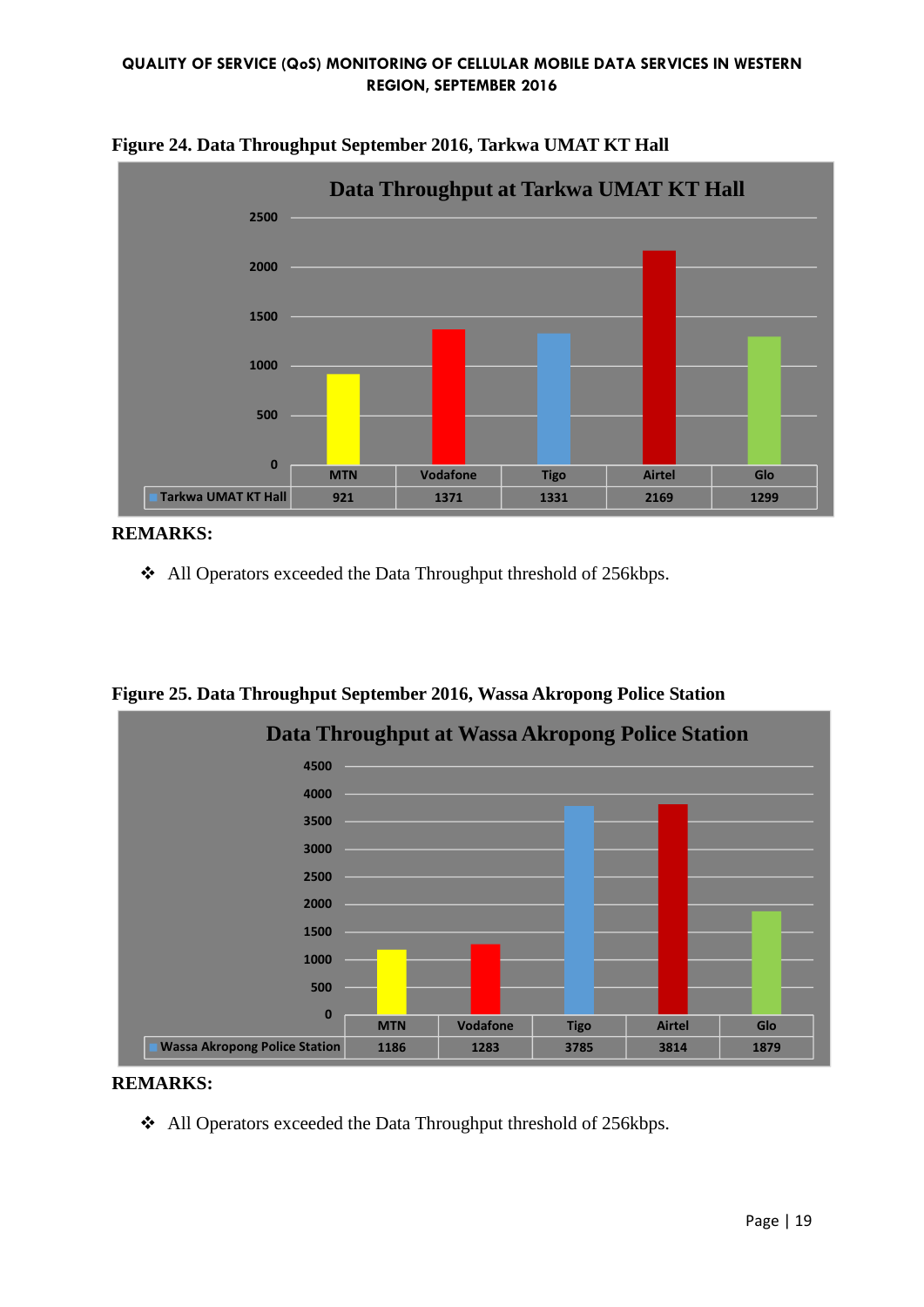**Figure 24. Data Throughput September 2016, Tarkwa UMAT KT Hall**

Data Throughput at Tarkwa UMAT KT Hall

2500
2000
1500
1000
500
0

MTN Vodafone Tigo Airtel Glo

Tarkwa UMAT KT Hall 921 1371 1331 2169 1299

**REMARKS:**

- All Operators exceeded the Data Throughput threshold of 256kbps.

**Figure 25. Data Throughput September 2016, Wassa Akropong Police Station**

Data Throughput at Wassa Akropong Police Station

4500
4000
3500
3000
2500
2000
1500
1000
500
0

MTN Vodafone Tigo Airtel Glo

Wassa Akropong Police Station 1186 1283 3785 3814 1879

**REMARKS:**

- All Operators exceeded the Data Throughput threshold of 256kbps.